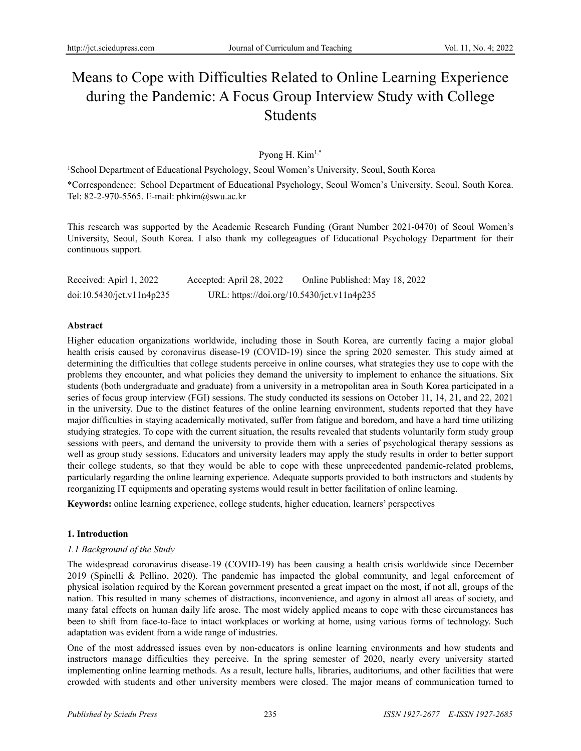# Means to Cope with Difficulties Related to Online Learning Experience during the Pandemic: A Focus Group Interview Study with College Students

Pyong H. Kim[1,*]

[1]School Department of Educational Psychology, Seoul Women's University, Seoul, South Korea

*Correspondence: School Department of Educational Psychology, Seoul Women's University, Seoul, South Korea. Tel: 82-2-970-5565. E-mail: phkim@swu.ac.kr

This research was supported by the Academic Research Funding (Grant Number 2021-0470) of Seoul Women's University, Seoul, South Korea. I also thank my collegeagues of Educational Psychology Department for their continuous support.

Received: Apirl 1, 2022    Accepted: April 28, 2022    Online Published: May 18, 2022

doi:10.5430/jct.v11n4p235    URL: https://doi.org/10.5430/jct.v11n4p235

## Abstract

Higher education organizations worldwide, including those in South Korea, are currently facing a major global health crisis caused by coronavirus disease-19 (COVID-19) since the spring 2020 semester. This study aimed at determining the difficulties that college students perceive in online courses, what strategies they use to cope with the problems they encounter, and what policies they demand the university to implement to enhance the situations. Six students (both undergraduate and graduate) from a university in a metropolitan area in South Korea participated in a series of focus group interview (FGI) sessions. The study conducted its sessions on October 11, 14, 21, and 22, 2021 in the university. Due to the distinct features of the online learning environment, students reported that they have major difficulties in staying academically motivated, suffer from fatigue and boredom, and have a hard time utilizing studying strategies. To cope with the current situation, the results revealed that students voluntarily form study group sessions with peers, and demand the university to provide them with a series of psychological therapy sessions as well as group study sessions. Educators and university leaders may apply the study results in order to better support their college students, so that they would be able to cope with these unprecedented pandemic-related problems, particularly regarding the online learning experience. Adequate supports provided to both instructors and students by reorganizing IT equipments and operating systems would result in better facilitation of online learning.

**Keywords:** online learning experience, college students, higher education, learners' perspectives

## 1. Introduction

### *1.1 Background of the Study*

The widespread coronavirus disease-19 (COVID-19) has been causing a health crisis worldwide since December 2019 (Spinelli & Pellino, 2020). The pandemic has impacted the global community, and legal enforcement of physical isolation required by the Korean government presented a great impact on the most, if not all, groups of the nation. This resulted in many schemes of distractions, inconvenience, and agony in almost all areas of society, and many fatal effects on human daily life arose. The most widely applied means to cope with these circumstances has been to shift from face-to-face to intact workplaces or working at home, using various forms of technology. Such adaptation was evident from a wide range of industries.

One of the most addressed issues even by non-educators is online learning environments and how students and instructors manage difficulties they perceive. In the spring semester of 2020, nearly every university started implementing online learning methods. As a result, lecture halls, libraries, auditoriums, and other facilities that were crowded with students and other university members were closed. The major means of communication turned to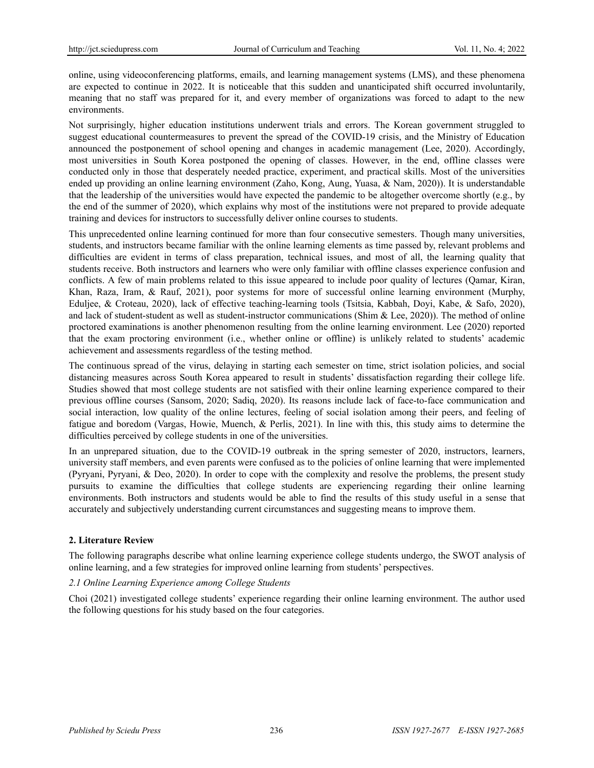online, using videoconferencing platforms, emails, and learning management systems (LMS), and these phenomena are expected to continue in 2022. It is noticeable that this sudden and unanticipated shift occurred involuntarily, meaning that no staff was prepared for it, and every member of organizations was forced to adapt to the new environments.

Not surprisingly, higher education institutions underwent trials and errors. The Korean government struggled to suggest educational countermeasures to prevent the spread of the COVID-19 crisis, and the Ministry of Education announced the postponement of school opening and changes in academic management (Lee, 2020). Accordingly, most universities in South Korea postponed the opening of classes. However, in the end, offline classes were conducted only in those that desperately needed practice, experiment, and practical skills. Most of the universities ended up providing an online learning environment (Zaho, Kong, Aung, Yuasa, & Nam, 2020)). It is understandable that the leadership of the universities would have expected the pandemic to be altogether overcome shortly (e.g., by the end of the summer of 2020), which explains why most of the institutions were not prepared to provide adequate training and devices for instructors to successfully deliver online courses to students.

This unprecedented online learning continued for more than four consecutive semesters. Though many universities, students, and instructors became familiar with the online learning elements as time passed by, relevant problems and difficulties are evident in terms of class preparation, technical issues, and most of all, the learning quality that students receive. Both instructors and learners who were only familiar with offline classes experience confusion and conflicts. A few of main problems related to this issue appeared to include poor quality of lectures (Qamar, Kiran, Khan, Raza, Iram, & Rauf, 2021), poor systems for more of successful online learning environment (Murphy, Eduljee, & Croteau, 2020), lack of effective teaching-learning tools (Tsitsia, Kabbah, Doyi, Kabe, & Safo, 2020), and lack of student-student as well as student-instructor communications (Shim & Lee, 2020)). The method of online proctored examinations is another phenomenon resulting from the online learning environment. Lee (2020) reported that the exam proctoring environment (i.e., whether online or offline) is unlikely related to students' academic achievement and assessments regardless of the testing method.

The continuous spread of the virus, delaying in starting each semester on time, strict isolation policies, and social distancing measures across South Korea appeared to result in students' dissatisfaction regarding their college life. Studies showed that most college students are not satisfied with their online learning experience compared to their previous offline courses (Sansom, 2020; Sadiq, 2020). Its reasons include lack of face-to-face communication and social interaction, low quality of the online lectures, feeling of social isolation among their peers, and feeling of fatigue and boredom (Vargas, Howie, Muench, & Perlis, 2021). In line with this, this study aims to determine the difficulties perceived by college students in one of the universities.

In an unprepared situation, due to the COVID-19 outbreak in the spring semester of 2020, instructors, learners, university staff members, and even parents were confused as to the policies of online learning that were implemented (Pyryani, Pyryani, & Deo, 2020). In order to cope with the complexity and resolve the problems, the present study pursuits to examine the difficulties that college students are experiencing regarding their online learning environments. Both instructors and students would be able to find the results of this study useful in a sense that accurately and subjectively understanding current circumstances and suggesting means to improve them.

## 2. Literature Review

The following paragraphs describe what online learning experience college students undergo, the SWOT analysis of online learning, and a few strategies for improved online learning from students' perspectives.

### *2.1 Online Learning Experience among College Students*

Choi (2021) investigated college students' experience regarding their online learning environment. The author used the following questions for his study based on the four categories.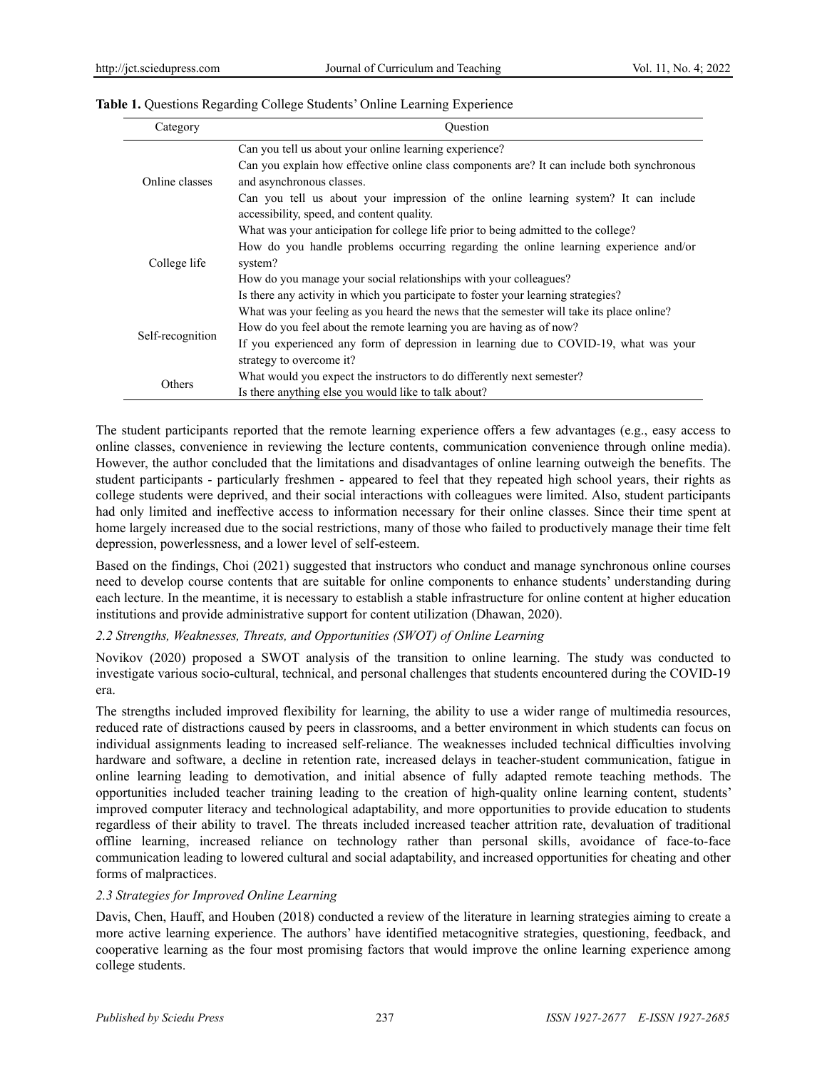**Table 1.** Questions Regarding College Students' Online Learning Experience

| Category | Question |
|---|---|
| Online classes | Can you tell us about your online learning experience? |
| | Can you explain how effective online class components are? It can include both synchronous and asynchronous classes. |
| | Can you tell us about your impression of the online learning system? It can include accessibility, speed, and content quality. |
| College life | What was your anticipation for college life prior to being admitted to the college? |
| | How do you handle problems occurring regarding the online learning experience and/or system? |
| | How do you manage your social relationships with your colleagues? |
| | Is there any activity in which you participate to foster your learning strategies? |
| Self-recognition | What was your feeling as you heard the news that the semester will take its place online? |
| | How do you feel about the remote learning you are having as of now? |
| | If you experienced any form of depression in learning due to COVID-19, what was your strategy to overcome it? |
| Others | What would you expect the instructors to do differently next semester? |
| | Is there anything else you would like to talk about? |

The student participants reported that the remote learning experience offers a few advantages (e.g., easy access to online classes, convenience in reviewing the lecture contents, communication convenience through online media). However, the author concluded that the limitations and disadvantages of online learning outweigh the benefits. The student participants - particularly freshmen - appeared to feel that they repeated high school years, their rights as college students were deprived, and their social interactions with colleagues were limited. Also, student participants had only limited and ineffective access to information necessary for their online classes. Since their time spent at home largely increased due to the social restrictions, many of those who failed to productively manage their time felt depression, powerlessness, and a lower level of self-esteem.

Based on the findings, Choi (2021) suggested that instructors who conduct and manage synchronous online courses need to develop course contents that are suitable for online components to enhance students' understanding during each lecture. In the meantime, it is necessary to establish a stable infrastructure for online content at higher education institutions and provide administrative support for content utilization (Dhawan, 2020).

### *2.2 Strengths, Weaknesses, Threats, and Opportunities (SWOT) of Online Learning*

Novikov (2020) proposed a SWOT analysis of the transition to online learning. The study was conducted to investigate various socio-cultural, technical, and personal challenges that students encountered during the COVID-19 era.

The strengths included improved flexibility for learning, the ability to use a wider range of multimedia resources, reduced rate of distractions caused by peers in classrooms, and a better environment in which students can focus on individual assignments leading to increased self-reliance. The weaknesses included technical difficulties involving hardware and software, a decline in retention rate, increased delays in teacher-student communication, fatigue in online learning leading to demotivation, and initial absence of fully adapted remote teaching methods. The opportunities included teacher training leading to the creation of high-quality online learning content, students' improved computer literacy and technological adaptability, and more opportunities to provide education to students regardless of their ability to travel. The threats included increased teacher attrition rate, devaluation of traditional offline learning, increased reliance on technology rather than personal skills, avoidance of face-to-face communication leading to lowered cultural and social adaptability, and increased opportunities for cheating and other forms of malpractices.

### *2.3 Strategies for Improved Online Learning*

Davis, Chen, Hauff, and Houben (2018) conducted a review of the literature in learning strategies aiming to create a more active learning experience. The authors' have identified metacognitive strategies, questioning, feedback, and cooperative learning as the four most promising factors that would improve the online learning experience among college students.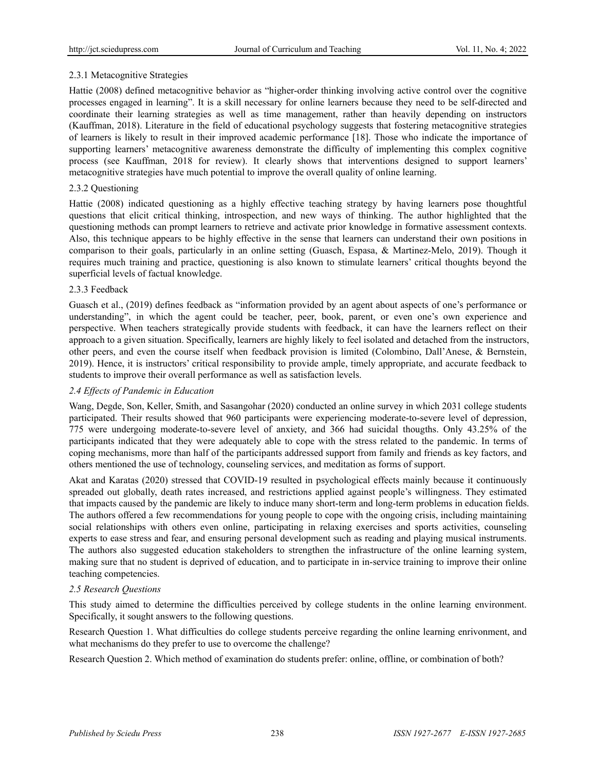#### 2.3.1 Metacognitive Strategies

Hattie (2008) defined metacognitive behavior as "higher-order thinking involving active control over the cognitive processes engaged in learning". It is a skill necessary for online learners because they need to be self-directed and coordinate their learning strategies as well as time management, rather than heavily depending on instructors (Kauffman, 2018). Literature in the field of educational psychology suggests that fostering metacognitive strategies of learners is likely to result in their improved academic performance [18]. Those who indicate the importance of supporting learners' metacognitive awareness demonstrate the difficulty of implementing this complex cognitive process (see Kauffman, 2018 for review). It clearly shows that interventions designed to support learners' metacognitive strategies have much potential to improve the overall quality of online learning.

#### 2.3.2 Questioning

Hattie (2008) indicated questioning as a highly effective teaching strategy by having learners pose thoughtful questions that elicit critical thinking, introspection, and new ways of thinking. The author highlighted that the questioning methods can prompt learners to retrieve and activate prior knowledge in formative assessment contexts. Also, this technique appears to be highly effective in the sense that learners can understand their own positions in comparison to their goals, particularly in an online setting (Guasch, Espasa, & Martinez-Melo, 2019). Though it requires much training and practice, questioning is also known to stimulate learners' critical thoughts beyond the superficial levels of factual knowledge.

#### 2.3.3 Feedback

Guasch et al., (2019) defines feedback as "information provided by an agent about aspects of one's performance or understanding", in which the agent could be teacher, peer, book, parent, or even one's own experience and perspective. When teachers strategically provide students with feedback, it can have the learners reflect on their approach to a given situation. Specifically, learners are highly likely to feel isolated and detached from the instructors, other peers, and even the course itself when feedback provision is limited (Colombino, Dall'Anese, & Bernstein, 2019). Hence, it is instructors' critical responsibility to provide ample, timely appropriate, and accurate feedback to students to improve their overall performance as well as satisfaction levels.

### *2.4 Effects of Pandemic in Education*

Wang, Degde, Son, Keller, Smith, and Sasangohar (2020) conducted an online survey in which 2031 college students participated. Their results showed that 960 participants were experiencing moderate-to-severe level of depression, 775 were undergoing moderate-to-severe level of anxiety, and 366 had suicidal thougths. Only 43.25% of the participants indicated that they were adequately able to cope with the stress related to the pandemic. In terms of coping mechanisms, more than half of the participants addressed support from family and friends as key factors, and others mentioned the use of technology, counseling services, and meditation as forms of support.

Akat and Karatas (2020) stressed that COVID-19 resulted in psychological effects mainly because it continuously spreaded out globally, death rates increased, and restrictions applied against people's willingness. They estimated that impacts caused by the pandemic are likely to induce many short-term and long-term problems in education fields. The authors offered a few recommendations for young people to cope with the ongoing crisis, including maintaining social relationships with others even online, participating in relaxing exercises and sports activities, counseling experts to ease stress and fear, and ensuring personal development such as reading and playing musical instruments. The authors also suggested education stakeholders to strengthen the infrastructure of the online learning system, making sure that no student is deprived of education, and to participate in in-service training to improve their online teaching competencies.

### *2.5 Research Questions*

This study aimed to determine the difficulties perceived by college students in the online learning environment. Specifically, it sought answers to the following questions.

Research Question 1. What difficulties do college students perceive regarding the online learning enrivonment, and what mechanisms do they prefer to use to overcome the challenge?

Research Question 2. Which method of examination do students prefer: online, offline, or combination of both?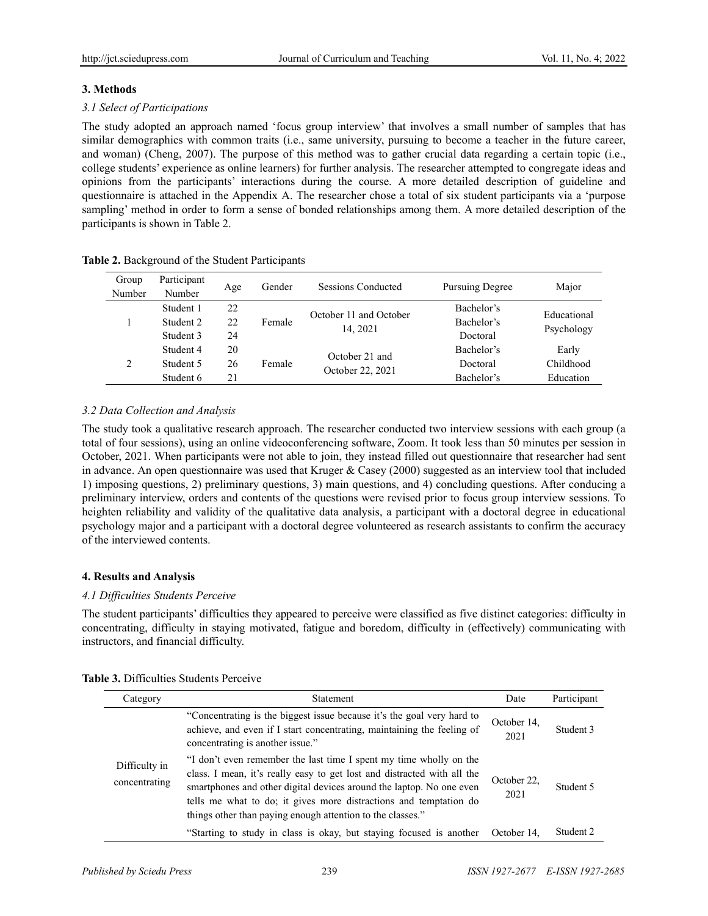## 3. Methods

### 3.1 Select of Participations

The study adopted an approach named 'focus group interview' that involves a small number of samples that has similar demographics with common traits (i.e., same university, pursuing to become a teacher in the future career, and woman) (Cheng, 2007). The purpose of this method was to gather crucial data regarding a certain topic (i.e., college students' experience as online learners) for further analysis. The researcher attempted to congregate ideas and opinions from the participants' interactions during the course. A more detailed description of guideline and questionnaire is attached in the Appendix A. The researcher chose a total of six student participants via a 'purpose sampling' method in order to form a sense of bonded relationships among them. A more detailed description of the participants is shown in Table 2.

**Table 2.** Background of the Student Participants

| Group Number | Participant Number | Age | Gender | Sessions Conducted | Pursuing Degree | Major |
|---|---|---|---|---|---|---|
| 1 | Student 1 | 22 | Female | October 11 and October 14, 2021 | Bachelor's | Educational Psychology |
| | Student 2 | 22 | | | Bachelor's | |
| | Student 3 | 24 | | | Doctoral | |
| 2 | Student 4 | 20 | Female | October 21 and October 22, 2021 | Bachelor's | Early Childhood Education |
| | Student 5 | 26 | | | Doctoral | |
| | Student 6 | 21 | | | Bachelor's | |

### 3.2 Data Collection and Analysis

The study took a qualitative research approach. The researcher conducted two interview sessions with each group (a total of four sessions), using an online videoconferencing software, Zoom. It took less than 50 minutes per session in October, 2021. When participants were not able to join, they instead filled out questionnaire that researcher had sent in advance. An open questionnaire was used that Kruger & Casey (2000) suggested as an interview tool that included 1) imposing questions, 2) preliminary questions, 3) main questions, and 4) concluding questions. After conducing a preliminary interview, orders and contents of the questions were revised prior to focus group interview sessions. To heighten reliability and validity of the qualitative data analysis, a participant with a doctoral degree in educational psychology major and a participant with a doctoral degree volunteered as research assistants to confirm the accuracy of the interviewed contents.

## 4. Results and Analysis

### 4.1 Difficulties Students Perceive

The student participants' difficulties they appeared to perceive were classified as five distinct categories: difficulty in concentrating, difficulty in staying motivated, fatigue and boredom, difficulty in (effectively) communicating with instructors, and financial difficulty.

**Table 3.** Difficulties Students Perceive

| Category | Statement | Date | Participant |
|---|---|---|---|
| Difficulty in concentrating | "Concentrating is the biggest issue because it's the goal very hard to achieve, and even if I start concentrating, maintaining the feeling of concentrating is another issue." | October 14, 2021 | Student 3 |
| | "I don't even remember the last time I spent my time wholly on the class. I mean, it's really easy to get lost and distracted with all the smartphones and other digital devices around the laptop. No one even tells me what to do; it gives more distractions and temptation do things other than paying enough attention to the classes." | October 22, 2021 | Student 5 |
| | "Starting to study in class is okay, but staying focused is another | October 14, | Student 2 |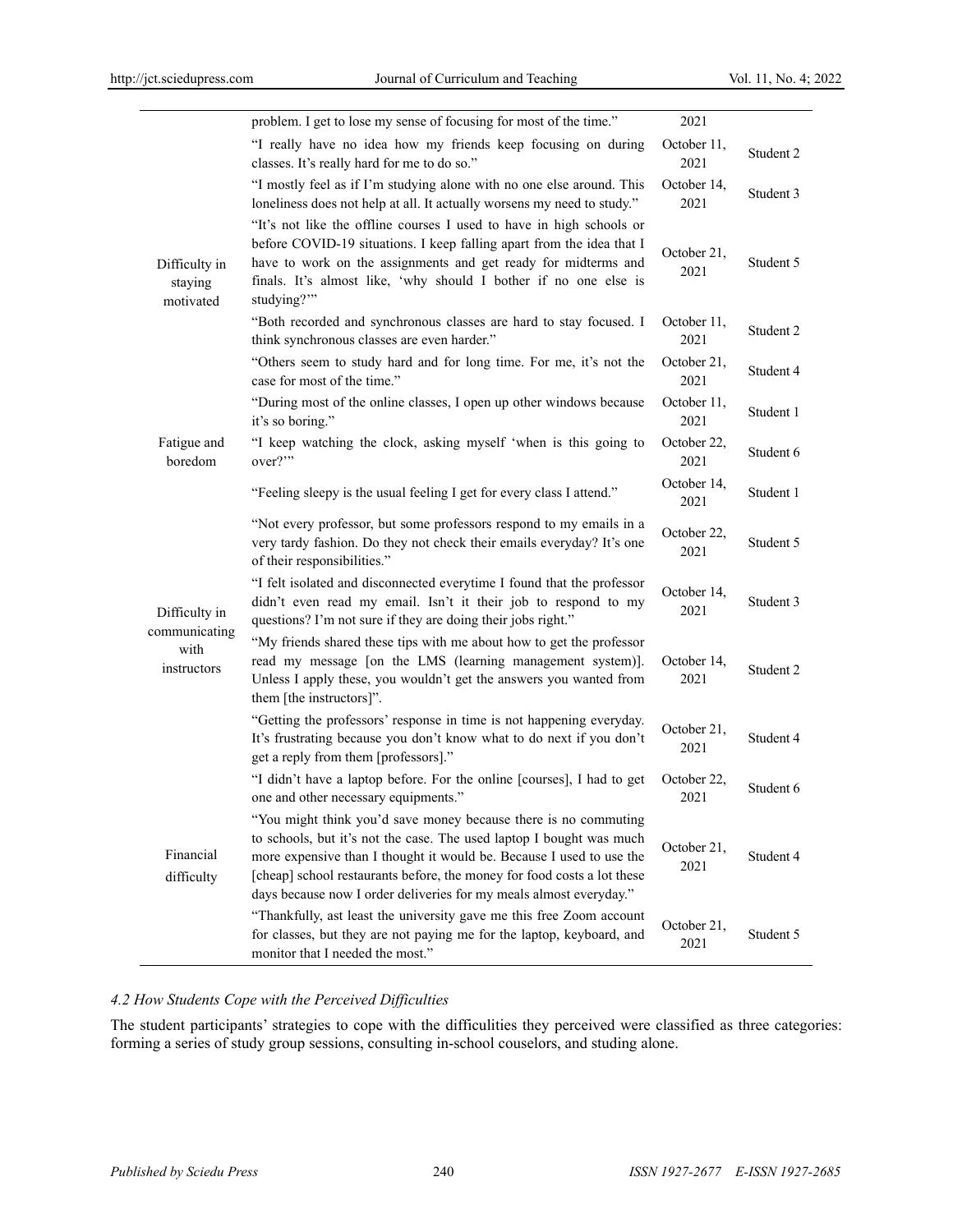| | | | |
|---|---|---|---|
| | problem. I get to lose my sense of focusing for most of the time." | 2021 | |
| | "I really have no idea how my friends keep focusing on during classes. It's really hard for me to do so." | October 11, 2021 | Student 2 |
| Difficulty in staying motivated | "I mostly feel as if I'm studying alone with no one else around. This loneliness does not help at all. It actually worsens my need to study." | October 14, 2021 | Student 3 |
| | "It's not like the offline courses I used to have in high schools or before COVID-19 situations. I keep falling apart from the idea that I have to work on the assignments and get ready for midterms and finals. It's almost like, 'why should I bother if no one else is studying?'" | October 21, 2021 | Student 5 |
| | "Both recorded and synchronous classes are hard to stay focused. I think synchronous classes are even harder." | October 11, 2021 | Student 2 |
| | "Others seem to study hard and for long time. For me, it's not the case for most of the time." | October 21, 2021 | Student 4 |
| Fatigue and boredom | "During most of the online classes, I open up other windows because it's so boring." | October 11, 2021 | Student 1 |
| | "I keep watching the clock, asking myself 'when is this going to over?'" | October 22, 2021 | Student 6 |
| | "Feeling sleepy is the usual feeling I get for every class I attend." | October 14, 2021 | Student 1 |
| Difficulty in communicating with instructors | "Not every professor, but some professors respond to my emails in a very tardy fashion. Do they not check their emails everyday? It's one of their responsibilities." | October 22, 2021 | Student 5 |
| | "I felt isolated and disconnected everytime I found that the professor didn't even read my email. Isn't it their job to respond to my questions? I'm not sure if they are doing their jobs right." | October 14, 2021 | Student 3 |
| | "My friends shared these tips with me about how to get the professor read my message [on the LMS (learning management system)]. Unless I apply these, you wouldn't get the answers you wanted from them [the instructors]". | October 14, 2021 | Student 2 |
| | "Getting the professors' response in time is not happening everyday. It's frustrating because you don't know what to do next if you don't get a reply from them [professors]." | October 21, 2021 | Student 4 |
| Financial difficulty | "I didn't have a laptop before. For the online [courses], I had to get one and other necessary equipments." | October 22, 2021 | Student 6 |
| | "You might think you'd save money because there is no commuting to schools, but it's not the case. The used laptop I bought was much more expensive than I thought it would be. Because I used to use the [cheap] school restaurants before, the money for food costs a lot these days because now I order deliveries for my meals almost everyday." | October 21, 2021 | Student 4 |
| | "Thankfully, ast least the university gave me this free Zoom account for classes, but they are not paying me for the laptop, keyboard, and monitor that I needed the most." | October 21, 2021 | Student 5 |

### *4.2 How Students Cope with the Perceived Difficulties*

The student participants' strategies to cope with the difficulities they perceived were classified as three categories: forming a series of study group sessions, consulting in-school couselors, and studing alone.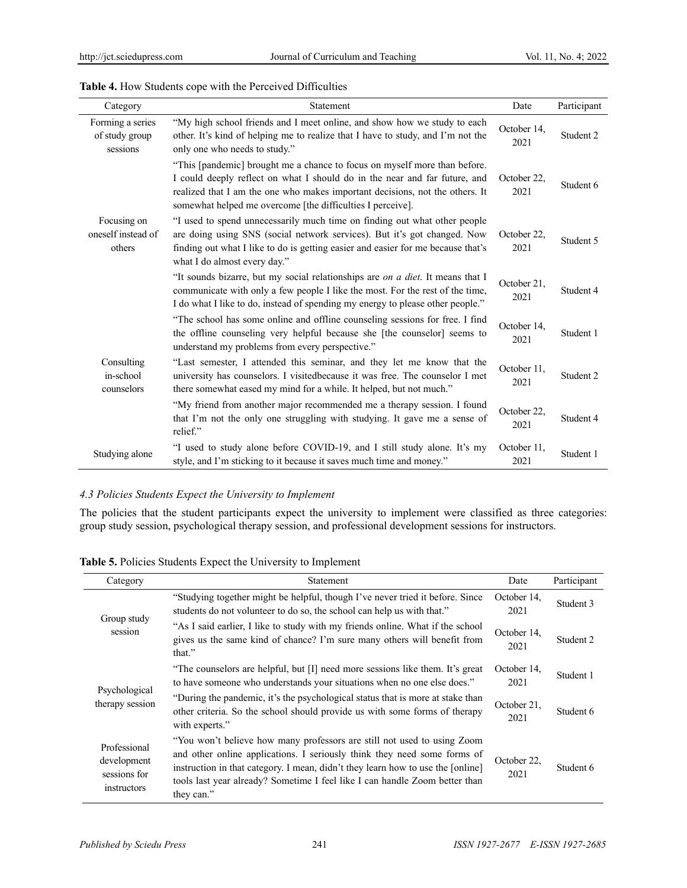**Table 4.** How Students cope with the Perceived Difficulties

| Category | Statement | Date | Participant |
|---|---|---|---|
| Forming a series of study group sessions | "My high school friends and I meet online, and show how we study to each other. It's kind of helping me to realize that I have to study, and I'm not the only one who needs to study." | October 14, 2021 | Student 2 |
| Focusing on oneself instead of others | "This [pandemic] brought me a chance to focus on myself more than before. I could deeply reflect on what I should do in the near and far future, and realized that I am the one who makes important decisions, not the others. It somewhat helped me overcome [the difficulties I perceive]. | October 22, 2021 | Student 6 |
| | "I used to spend unnecessarily much time on finding out what other people are doing using SNS (social network services). But it's got changed. Now finding out what I like to do is getting easier and easier for me because that's what I do almost every day." | October 22, 2021 | Student 5 |
| | "It sounds bizarre, but my social relationships are *on a diet*. It means that I communicate with only a few people I like the most. For the rest of the time, I do what I like to do, instead of spending my energy to please other people." | October 21, 2021 | Student 4 |
| Consulting in-school counselors | "The school has some online and offline counseling sessions for free. I find the offline counseling very helpful because she [the counselor] seems to understand my problems from every perspective." | October 14, 2021 | Student 1 |
| | "Last semester, I attended this seminar, and they let me know that the university has counselors. I visitedbecause it was free. The counselor I met there somewhat eased my mind for a while. It helped, but not much." | October 11, 2021 | Student 2 |
| | "My friend from another major recommended me a therapy session. I found that I'm not the only one struggling with studying. It gave me a sense of relief." | October 22, 2021 | Student 4 |
| Studying alone | "I used to study alone before COVID-19, and I still study alone. It's my style, and I'm sticking to it because it saves much time and money." | October 11, 2021 | Student 1 |

### *4.3 Policies Students Expect the University to Implement*

The policies that the student participants expect the university to implement were classified as three categories: group study session, psychological therapy session, and professional development sessions for instructors.

**Table 5.** Policies Students Expect the University to Implement

| Category | Statement | Date | Participant |
|---|---|---|---|
| Group study session | "Studying together might be helpful, though I've never tried it before. Since students do not volunteer to do so, the school can help us with that." | October 14, 2021 | Student 3 |
| | "As I said earlier, I like to study with my friends online. What if the school gives us the same kind of chance? I'm sure many others will benefit from that." | October 14, 2021 | Student 2 |
| Psychological therapy session | "The counselors are helpful, but [I] need more sessions like them. It's great to have someone who understands your situations when no one else does." | October 14, 2021 | Student 1 |
| | "During the pandemic, it's the psychological status that is more at stake than other criteria. So the school should provide us with some forms of therapy with experts." | October 21, 2021 | Student 6 |
| Professional development sessions for instructors | "You won't believe how many professors are still not used to using Zoom and other online applications. I seriously think they need some forms of instruction in that category. I mean, didn't they learn how to use the [online] tools last year already? Sometime I feel like I can handle Zoom better than they can." | October 22, 2021 | Student 6 |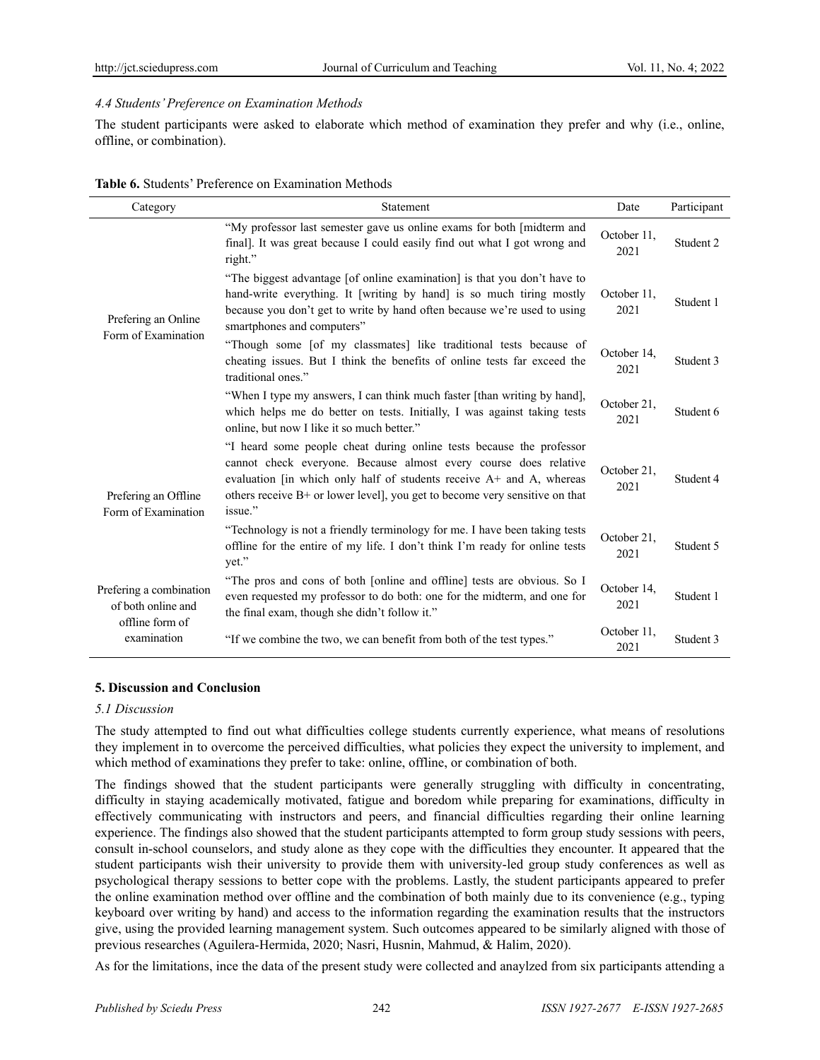### *4.4 Students' Preference on Examination Methods*

The student participants were asked to elaborate which method of examination they prefer and why (i.e., online, offline, or combination).

**Table 6.** Students' Preference on Examination Methods

| Category | Statement | Date | Participant |
|---|---|---|---|
| Prefering an Online Form of Examination | "My professor last semester gave us online exams for both [midterm and final]. It was great because I could easily find out what I got wrong and right." | October 11, 2021 | Student 2 |
| | "The biggest advantage [of online examination] is that you don't have to hand-write everything. It [writing by hand] is so much tiring mostly because you don't get to write by hand often because we're used to using smartphones and computers" | October 11, 2021 | Student 1 |
| | "Though some [of my classmates] like traditional tests because of cheating issues. But I think the benefits of online tests far exceed the traditional ones." | October 14, 2021 | Student 3 |
| | "When I type my answers, I can think much faster [than writing by hand], which helps me do better on tests. Initially, I was against taking tests online, but now I like it so much better." | October 21, 2021 | Student 6 |
| Prefering an Offline Form of Examination | "I heard some people cheat during online tests because the professor cannot check everyone. Because almost every course does relative evaluation [in which only half of students receive A+ and A, whereas others receive B+ or lower level], you get to become very sensitive on that issue." | October 21, 2021 | Student 4 |
| | "Technology is not a friendly terminology for me. I have been taking tests offline for the entire of my life. I don't think I'm ready for online tests yet." | October 21, 2021 | Student 5 |
| Prefering a combination of both online and offline form of examination | "The pros and cons of both [online and offline] tests are obvious. So I even requested my professor to do both: one for the midterm, and one for the final exam, though she didn't follow it." | October 14, 2021 | Student 1 |
| | "If we combine the two, we can benefit from both of the test types." | October 11, 2021 | Student 3 |

## 5. Discussion and Conclusion

### *5.1 Discussion*

The study attempted to find out what difficulties college students currently experience, what means of resolutions they implement in to overcome the perceived difficulties, what policies they expect the university to implement, and which method of examinations they prefer to take: online, offline, or combination of both.

The findings showed that the student participants were generally struggling with difficulty in concentrating, difficulty in staying academically motivated, fatigue and boredom while preparing for examinations, difficulty in effectively communicating with instructors and peers, and financial difficulties regarding their online learning experience. The findings also showed that the student participants attempted to form group study sessions with peers, consult in-school counselors, and study alone as they cope with the difficulties they encounter. It appeared that the student participants wish their university to provide them with university-led group study conferences as well as psychological therapy sessions to better cope with the problems. Lastly, the student participants appeared to prefer the online examination method over offline and the combination of both mainly due to its convenience (e.g., typing keyboard over writing by hand) and access to the information regarding the examination results that the instructors give, using the provided learning management system. Such outcomes appeared to be similarly aligned with those of previous researches (Aguilera-Hermida, 2020; Nasri, Husnin, Mahmud, & Halim, 2020).

As for the limitations, ince the data of the present study were collected and anaylzed from six participants attending a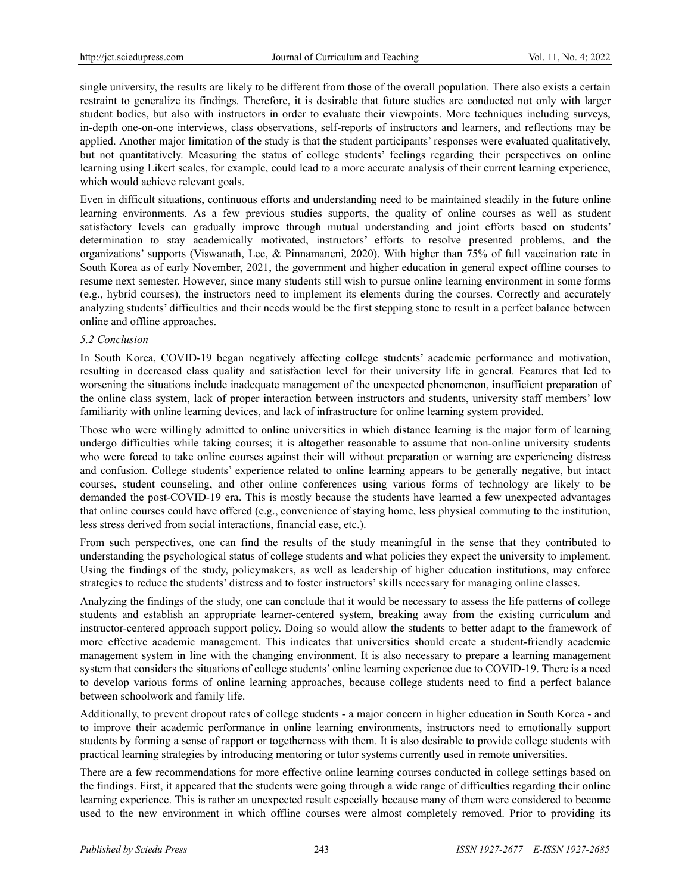single university, the results are likely to be different from those of the overall population. There also exists a certain restraint to generalize its findings. Therefore, it is desirable that future studies are conducted not only with larger student bodies, but also with instructors in order to evaluate their viewpoints. More techniques including surveys, in-depth one-on-one interviews, class observations, self-reports of instructors and learners, and reflections may be applied. Another major limitation of the study is that the student participants' responses were evaluated qualitatively, but not quantitatively. Measuring the status of college students' feelings regarding their perspectives on online learning using Likert scales, for example, could lead to a more accurate analysis of their current learning experience, which would achieve relevant goals.

Even in difficult situations, continuous efforts and understanding need to be maintained steadily in the future online learning environments. As a few previous studies supports, the quality of online courses as well as student satisfactory levels can gradually improve through mutual understanding and joint efforts based on students' determination to stay academically motivated, instructors' efforts to resolve presented problems, and the organizations' supports (Viswanath, Lee, & Pinnamaneni, 2020). With higher than 75% of full vaccination rate in South Korea as of early November, 2021, the government and higher education in general expect offline courses to resume next semester. However, since many students still wish to pursue online learning environment in some forms (e.g., hybrid courses), the instructors need to implement its elements during the courses. Correctly and accurately analyzing students' difficulties and their needs would be the first stepping stone to result in a perfect balance between online and offline approaches.

### *5.2 Conclusion*

In South Korea, COVID-19 began negatively affecting college students' academic performance and motivation, resulting in decreased class quality and satisfaction level for their university life in general. Features that led to worsening the situations include inadequate management of the unexpected phenomenon, insufficient preparation of the online class system, lack of proper interaction between instructors and students, university staff members' low familiarity with online learning devices, and lack of infrastructure for online learning system provided.

Those who were willingly admitted to online universities in which distance learning is the major form of learning undergo difficulties while taking courses; it is altogether reasonable to assume that non-online university students who were forced to take online courses against their will without preparation or warning are experiencing distress and confusion. College students' experience related to online learning appears to be generally negative, but intact courses, student counseling, and other online conferences using various forms of technology are likely to be demanded the post-COVID-19 era. This is mostly because the students have learned a few unexpected advantages that online courses could have offered (e.g., convenience of staying home, less physical commuting to the institution, less stress derived from social interactions, financial ease, etc.).

From such perspectives, one can find the results of the study meaningful in the sense that they contributed to understanding the psychological status of college students and what policies they expect the university to implement. Using the findings of the study, policymakers, as well as leadership of higher education institutions, may enforce strategies to reduce the students' distress and to foster instructors' skills necessary for managing online classes.

Analyzing the findings of the study, one can conclude that it would be necessary to assess the life patterns of college students and establish an appropriate learner-centered system, breaking away from the existing curriculum and instructor-centered approach support policy. Doing so would allow the students to better adapt to the framework of more effective academic management. This indicates that universities should create a student-friendly academic management system in line with the changing environment. It is also necessary to prepare a learning management system that considers the situations of college students' online learning experience due to COVID-19. There is a need to develop various forms of online learning approaches, because college students need to find a perfect balance between schoolwork and family life.

Additionally, to prevent dropout rates of college students - a major concern in higher education in South Korea - and to improve their academic performance in online learning environments, instructors need to emotionally support students by forming a sense of rapport or togetherness with them. It is also desirable to provide college students with practical learning strategies by introducing mentoring or tutor systems currently used in remote universities.

There are a few recommendations for more effective online learning courses conducted in college settings based on the findings. First, it appeared that the students were going through a wide range of difficulties regarding their online learning experience. This is rather an unexpected result especially because many of them were considered to become used to the new environment in which offline courses were almost completely removed. Prior to providing its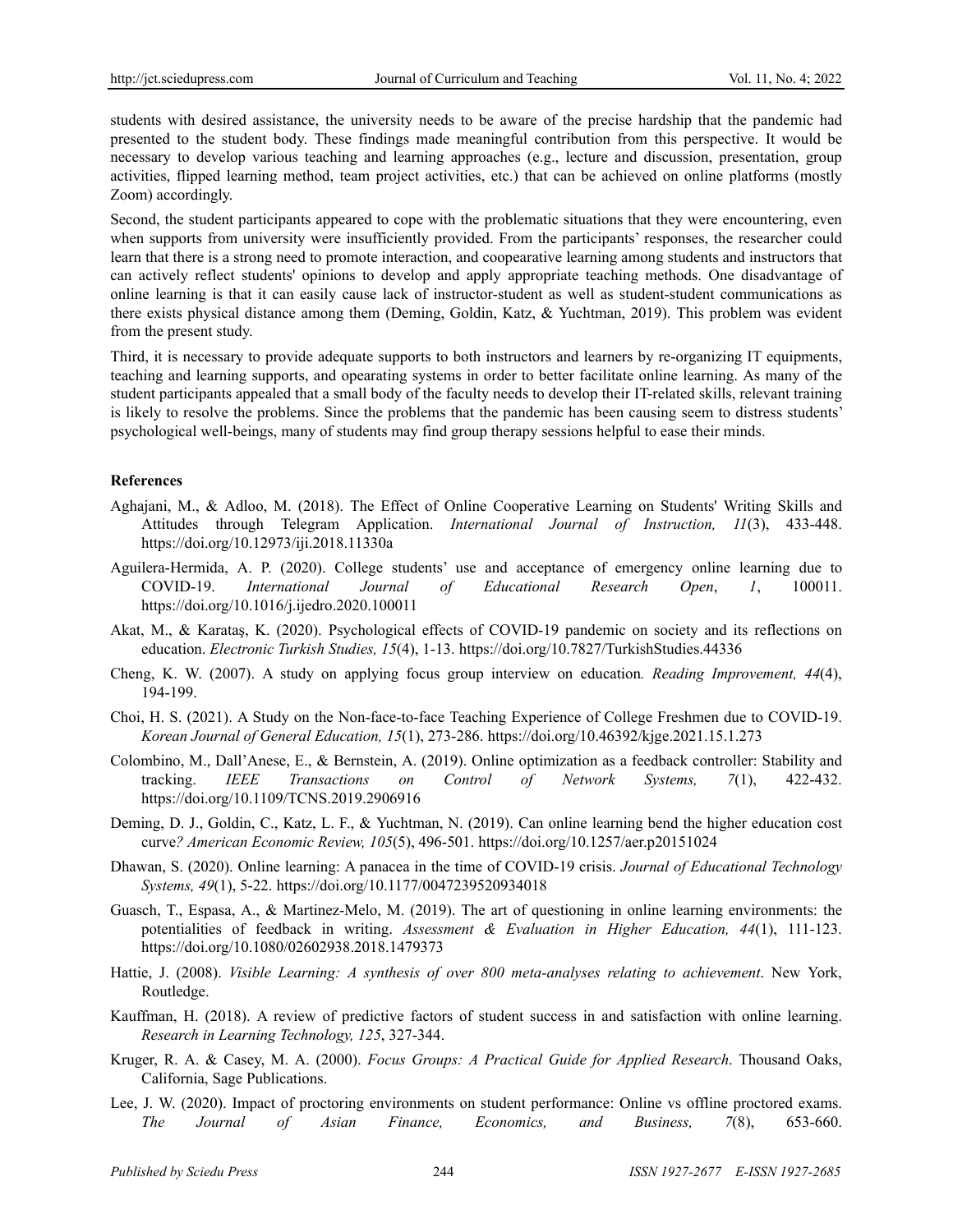students with desired assistance, the university needs to be aware of the precise hardship that the pandemic had presented to the student body. These findings made meaningful contribution from this perspective. It would be necessary to develop various teaching and learning approaches (e.g., lecture and discussion, presentation, group activities, flipped learning method, team project activities, etc.) that can be achieved on online platforms (mostly Zoom) accordingly.

Second, the student participants appeared to cope with the problematic situations that they were encountering, even when supports from university were insufficiently provided. From the participants' responses, the researcher could learn that there is a strong need to promote interaction, and coopearative learning among students and instructors that can actively reflect students' opinions to develop and apply appropriate teaching methods. One disadvantage of online learning is that it can easily cause lack of instructor-student as well as student-student communications as there exists physical distance among them (Deming, Goldin, Katz, & Yuchtman, 2019). This problem was evident from the present study.

Third, it is necessary to provide adequate supports to both instructors and learners by re-organizing IT equipments, teaching and learning supports, and opearating systems in order to better facilitate online learning. As many of the student participants appealed that a small body of the faculty needs to develop their IT-related skills, relevant training is likely to resolve the problems. Since the problems that the pandemic has been causing seem to distress students' psychological well-beings, many of students may find group therapy sessions helpful to ease their minds.

## References

Aghajani, M., & Adloo, M. (2018). The Effect of Online Cooperative Learning on Students' Writing Skills and Attitudes through Telegram Application. *International Journal of Instruction, 11*(3), 433-448. https://doi.org/10.12973/iji.2018.11330a

Aguilera-Hermida, A. P. (2020). College students' use and acceptance of emergency online learning due to COVID-19. *International Journal of Educational Research Open*, *1*, 100011. https://doi.org/10.1016/j.ijedro.2020.100011

Akat, M., & Karataş, K. (2020). Psychological effects of COVID-19 pandemic on society and its reflections on education. *Electronic Turkish Studies, 15*(4), 1-13. https://doi.org/10.7827/TurkishStudies.44336

Cheng, K. W. (2007). A study on applying focus group interview on education*. Reading Improvement, 44*(4), 194-199.

Choi, H. S. (2021). A Study on the Non-face-to-face Teaching Experience of College Freshmen due to COVID-19. *Korean Journal of General Education, 15*(1), 273-286. https://doi.org/10.46392/kjge.2021.15.1.273

Colombino, M., Dall'Anese, E., & Bernstein, A. (2019). Online optimization as a feedback controller: Stability and tracking. *IEEE Transactions on Control of Network Systems, 7*(1), 422-432. https://doi.org/10.1109/TCNS.2019.2906916

Deming, D. J., Goldin, C., Katz, L. F., & Yuchtman, N. (2019). Can online learning bend the higher education cost curve*? American Economic Review, 105*(5), 496-501. https://doi.org/10.1257/aer.p20151024

Dhawan, S. (2020). Online learning: A panacea in the time of COVID-19 crisis. *Journal of Educational Technology Systems, 49*(1), 5-22. https://doi.org/10.1177/0047239520934018

Guasch, T., Espasa, A., & Martinez-Melo, M. (2019). The art of questioning in online learning environments: the potentialities of feedback in writing. *Assessment & Evaluation in Higher Education, 44*(1), 111-123. https://doi.org/10.1080/02602938.2018.1479373

Hattie, J. (2008). *Visible Learning: A synthesis of over 800 meta-analyses relating to achievement*. New York, Routledge.

Kauffman, H. (2018). A review of predictive factors of student success in and satisfaction with online learning. *Research in Learning Technology, 125*, 327-344.

Kruger, R. A. & Casey, M. A. (2000). *Focus Groups: A Practical Guide for Applied Research*. Thousand Oaks, California, Sage Publications.

Lee, J. W. (2020). Impact of proctoring environments on student performance: Online vs offline proctored exams. *The Journal of Asian Finance, Economics, and Business, 7*(8), 653-660.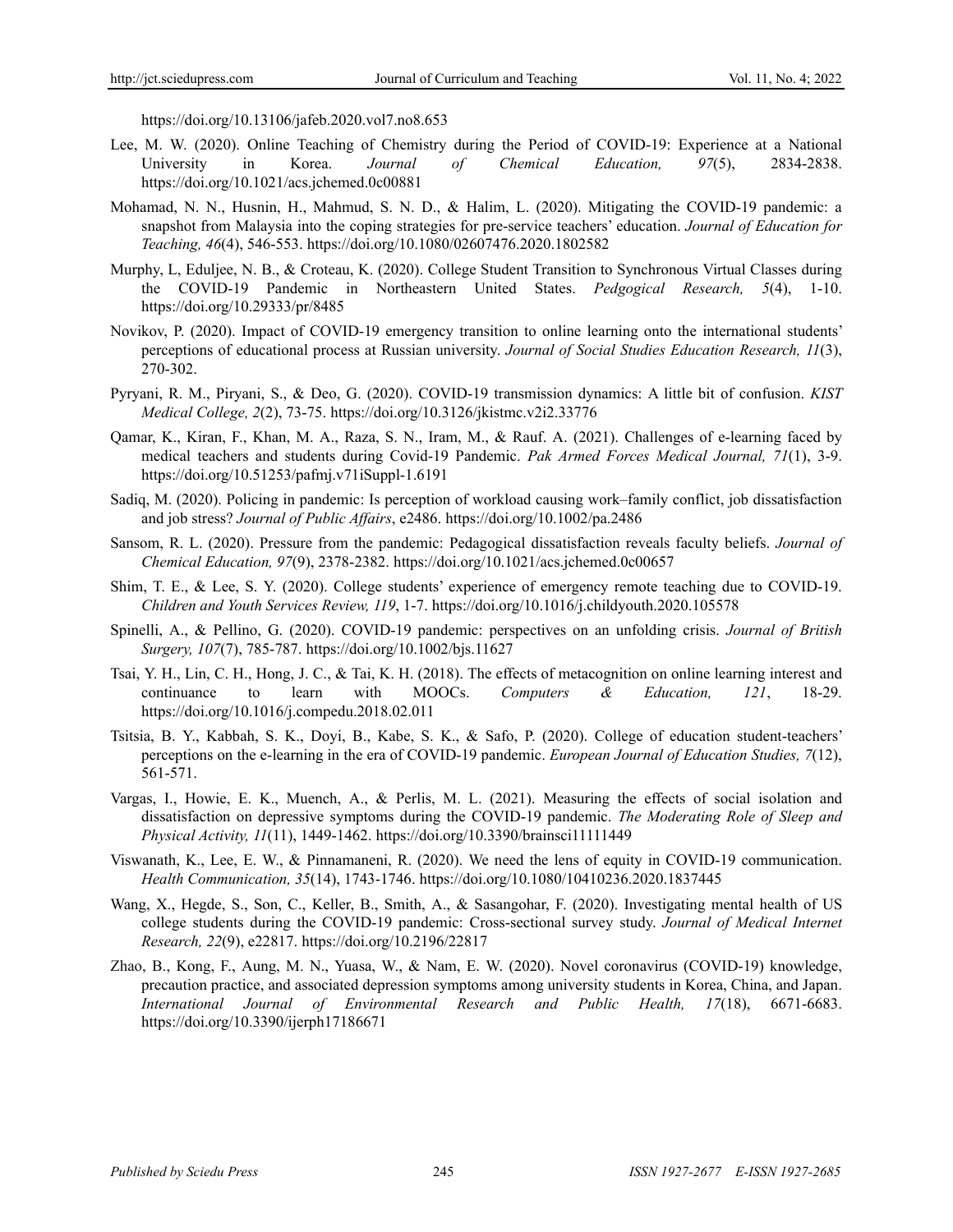https://doi.org/10.13106/jafeb.2020.vol7.no8.653

Lee, M. W. (2020). Online Teaching of Chemistry during the Period of COVID-19: Experience at a National University in Korea. *Journal of Chemical Education, 97*(5), 2834-2838. https://doi.org/10.1021/acs.jchemed.0c00881

Mohamad, N. N., Husnin, H., Mahmud, S. N. D., & Halim, L. (2020). Mitigating the COVID-19 pandemic: a snapshot from Malaysia into the coping strategies for pre-service teachers' education. *Journal of Education for Teaching, 46*(4), 546-553. https://doi.org/10.1080/02607476.2020.1802582

Murphy, L, Eduljee, N. B., & Croteau, K. (2020). College Student Transition to Synchronous Virtual Classes during the COVID-19 Pandemic in Northeastern United States. *Pedgogical Research, 5*(4), 1-10. https://doi.org/10.29333/pr/8485

Novikov, P. (2020). Impact of COVID-19 emergency transition to online learning onto the international students' perceptions of educational process at Russian university. *Journal of Social Studies Education Research, 11*(3), 270-302.

Pyryani, R. M., Piryani, S., & Deo, G. (2020). COVID-19 transmission dynamics: A little bit of confusion. *KIST Medical College, 2*(2), 73-75. https://doi.org/10.3126/jkistmc.v2i2.33776

Qamar, K., Kiran, F., Khan, M. A., Raza, S. N., Iram, M., & Rauf. A. (2021). Challenges of e-learning faced by medical teachers and students during Covid-19 Pandemic. *Pak Armed Forces Medical Journal, 71*(1), 3-9. https://doi.org/10.51253/pafmj.v71iSuppl-1.6191

Sadiq, M. (2020). Policing in pandemic: Is perception of workload causing work–family conflict, job dissatisfaction and job stress? *Journal of Public Affairs*, e2486. https://doi.org/10.1002/pa.2486

Sansom, R. L. (2020). Pressure from the pandemic: Pedagogical dissatisfaction reveals faculty beliefs. *Journal of Chemical Education, 97*(9), 2378-2382. https://doi.org/10.1021/acs.jchemed.0c00657

Shim, T. E., & Lee, S. Y. (2020). College students' experience of emergency remote teaching due to COVID-19. *Children and Youth Services Review, 119*, 1-7. https://doi.org/10.1016/j.childyouth.2020.105578

Spinelli, A., & Pellino, G. (2020). COVID-19 pandemic: perspectives on an unfolding crisis. *Journal of British Surgery, 107*(7), 785-787. https://doi.org/10.1002/bjs.11627

Tsai, Y. H., Lin, C. H., Hong, J. C., & Tai, K. H. (2018). The effects of metacognition on online learning interest and continuance to learn with MOOCs. *Computers & Education, 121*, 18-29. https://doi.org/10.1016/j.compedu.2018.02.011

Tsitsia, B. Y., Kabbah, S. K., Doyi, B., Kabe, S. K., & Safo, P. (2020). College of education student-teachers' perceptions on the e-learning in the era of COVID-19 pandemic. *European Journal of Education Studies, 7*(12), 561-571.

Vargas, I., Howie, E. K., Muench, A., & Perlis, M. L. (2021). Measuring the effects of social isolation and dissatisfaction on depressive symptoms during the COVID-19 pandemic. *The Moderating Role of Sleep and Physical Activity, 11*(11), 1449-1462. https://doi.org/10.3390/brainsci11111449

Viswanath, K., Lee, E. W., & Pinnamaneni, R. (2020). We need the lens of equity in COVID-19 communication. *Health Communication, 35*(14), 1743-1746. https://doi.org/10.1080/10410236.2020.1837445

Wang, X., Hegde, S., Son, C., Keller, B., Smith, A., & Sasangohar, F. (2020). Investigating mental health of US college students during the COVID-19 pandemic: Cross-sectional survey study. *Journal of Medical Internet Research, 22*(9), e22817. https://doi.org/10.2196/22817

Zhao, B., Kong, F., Aung, M. N., Yuasa, W., & Nam, E. W. (2020). Novel coronavirus (COVID-19) knowledge, precaution practice, and associated depression symptoms among university students in Korea, China, and Japan. *International Journal of Environmental Research and Public Health, 17*(18), 6671-6683. https://doi.org/10.3390/ijerph17186671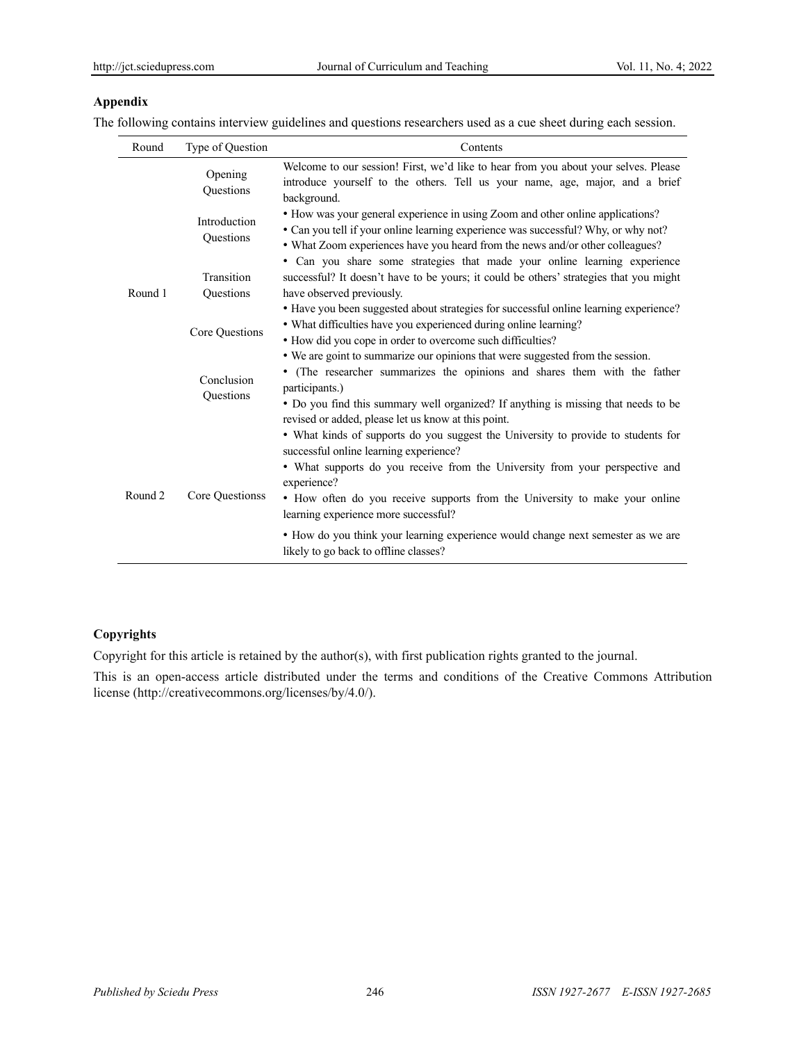## Appendix

The following contains interview guidelines and questions researchers used as a cue sheet during each session.

| Round | Type of Question | Contents |
|---|---|---|
| Round 1 | Opening Questions | Welcome to our session! First, we'd like to hear from you about your selves. Please introduce yourself to the others. Tell us your name, age, major, and a brief background. |
| | Introduction Questions | • How was your general experience in using Zoom and other online applications?<br>• Can you tell if your online learning experience was successful? Why, or why not?<br>• What Zoom experiences have you heard from the news and/or other colleagues? |
| | Transition Questions | • Can you share some strategies that made your online learning experience successful? It doesn't have to be yours; it could be others' strategies that you might have observed previously.<br>• Have you been suggested about strategies for successful online learning experience? |
| | Core Questions | • What difficulties have you experienced during online learning?<br>• How did you cope in order to overcome such difficulties? |
| | Conclusion Questions | • We are goint to summarize our opinions that were suggested from the session.<br>• (The researcher summarizes the opinions and shares them with the father participants.)<br>• Do you find this summary well organized? If anything is missing that needs to be revised or added, please let us know at this point. |
| Round 2 | Core Questionss | • What kinds of supports do you suggest the University to provide to students for successful online learning experience?<br>• What supports do you receive from the University from your perspective and experience?<br>• How often do you receive supports from the University to make your online learning experience more successful?<br>• How do you think your learning experience would change next semester as we are likely to go back to offline classes? |

## Copyrights

Copyright for this article is retained by the author(s), with first publication rights granted to the journal.

This is an open-access article distributed under the terms and conditions of the Creative Commons Attribution license (http://creativecommons.org/licenses/by/4.0/).